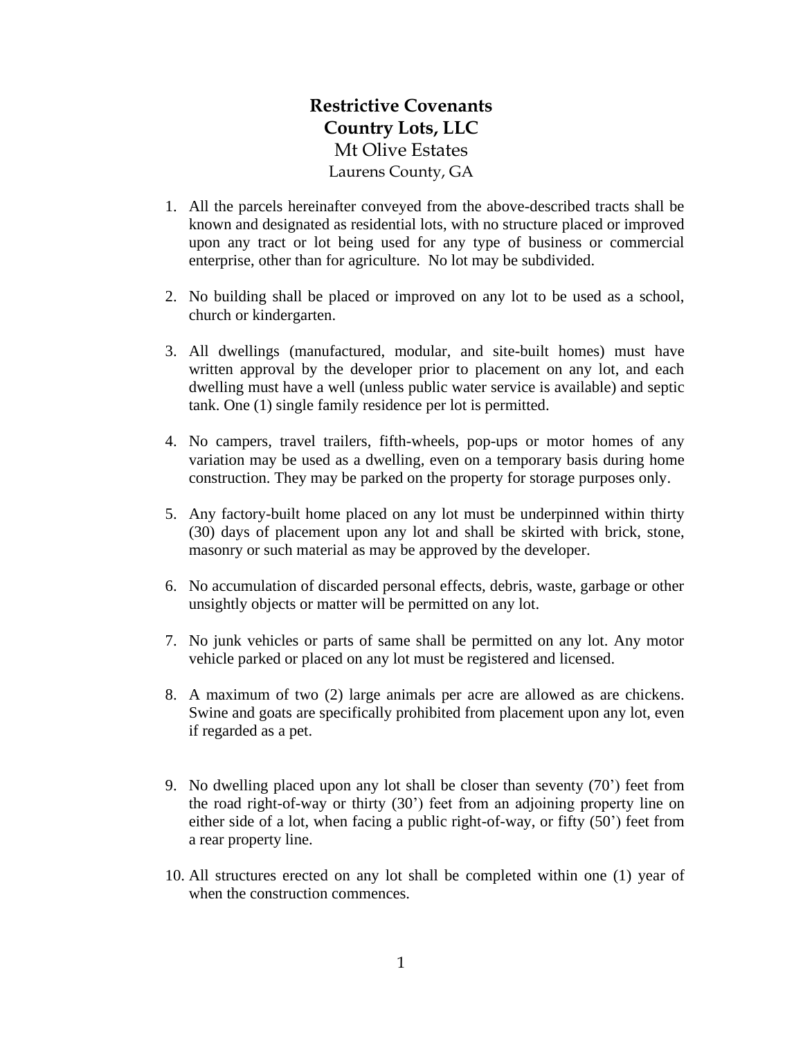# Restrictive Covenants
# Country Lots, LLC
## Mt Olive Estates
### Laurens County, GA

1. All the parcels hereinafter conveyed from the above-described tracts shall be known and designated as residential lots, with no structure placed or improved upon any tract or lot being used for any type of business or commercial enterprise, other than for agriculture. No lot may be subdivided.

2. No building shall be placed or improved on any lot to be used as a school, church or kindergarten.

3. All dwellings (manufactured, modular, and site-built homes) must have written approval by the developer prior to placement on any lot, and each dwelling must have a well (unless public water service is available) and septic tank. One (1) single family residence per lot is permitted.

4. No campers, travel trailers, fifth-wheels, pop-ups or motor homes of any variation may be used as a dwelling, even on a temporary basis during home construction. They may be parked on the property for storage purposes only.

5. Any factory-built home placed on any lot must be underpinned within thirty (30) days of placement upon any lot and shall be skirted with brick, stone, masonry or such material as may be approved by the developer.

6. No accumulation of discarded personal effects, debris, waste, garbage or other unsightly objects or matter will be permitted on any lot.

7. No junk vehicles or parts of same shall be permitted on any lot. Any motor vehicle parked or placed on any lot must be registered and licensed.

8. A maximum of two (2) large animals per acre are allowed as are chickens. Swine and goats are specifically prohibited from placement upon any lot, even if regarded as a pet.

9. No dwelling placed upon any lot shall be closer than seventy (70') feet from the road right-of-way or thirty (30') feet from an adjoining property line on either side of a lot, when facing a public right-of-way, or fifty (50') feet from a rear property line.

10. All structures erected on any lot shall be completed within one (1) year of when the construction commences.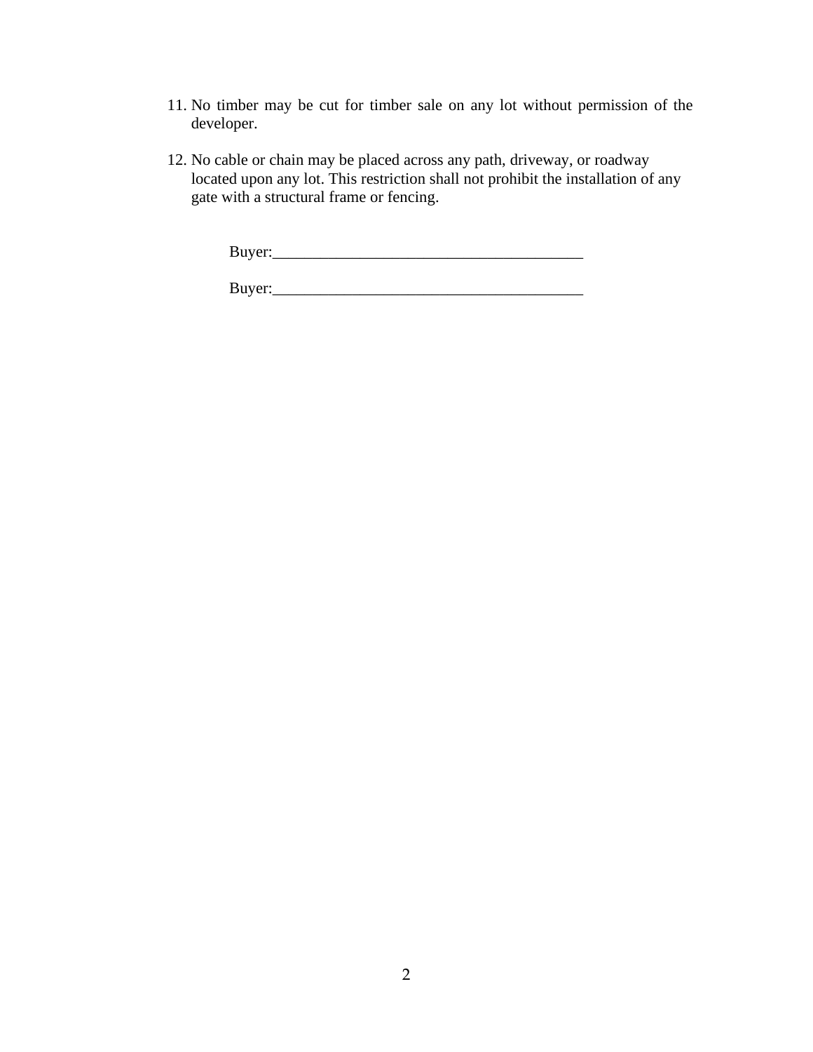11. No timber may be cut for timber sale on any lot without permission of the developer.

12. No cable or chain may be placed across any path, driveway, or roadway located upon any lot. This restriction shall not prohibit the installation of any gate with a structural frame or fencing.

Buyer:________________________________________

Buyer:________________________________________